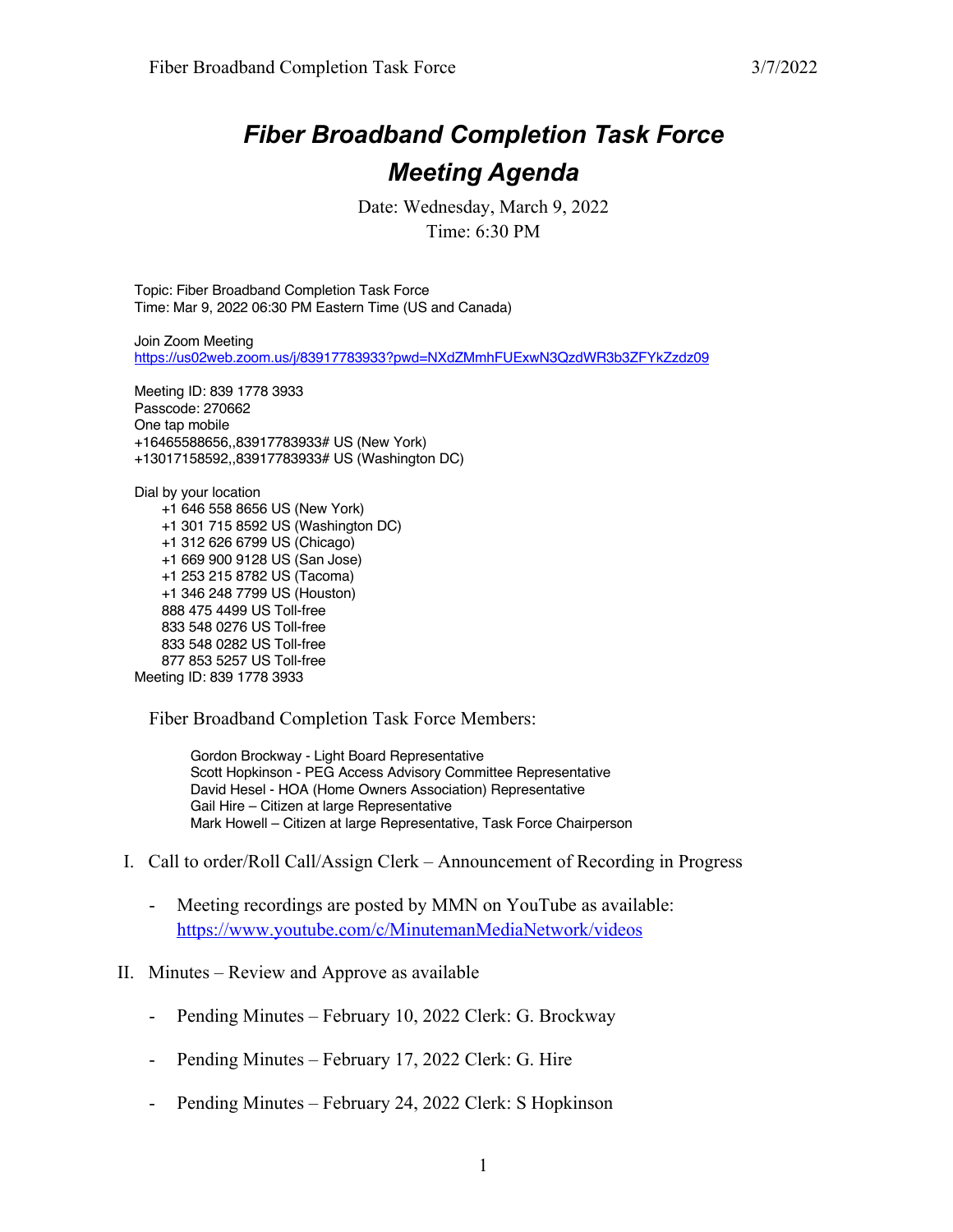# *Fiber Broadband Completion Task Force Meeting Agenda*

Date: Wednesday, March 9, 2022
Time: 6:30 PM

Topic: Fiber Broadband Completion Task Force
Time: Mar 9, 2022 06:30 PM Eastern Time (US and Canada)

Join Zoom Meeting
https://us02web.zoom.us/j/83917783933?pwd=NXdZMmhFUExwN3QzdWR3b3ZFYkZzdz09

Meeting ID: 839 1778 3933
Passcode: 270662
One tap mobile
+16465588656,,83917783933# US (New York)
+13017158592,,83917783933# US (Washington DC)

Dial by your location
+1 646 558 8656 US (New York)
+1 301 715 8592 US (Washington DC)
+1 312 626 6799 US (Chicago)
+1 669 900 9128 US (San Jose)
+1 253 215 8782 US (Tacoma)
+1 346 248 7799 US (Houston)
888 475 4499 US Toll-free
833 548 0276 US Toll-free
833 548 0282 US Toll-free
877 853 5257 US Toll-free
Meeting ID: 839 1778 3933

Fiber Broadband Completion Task Force Members:

Gordon Brockway - Light Board Representative
Scott Hopkinson - PEG Access Advisory Committee Representative
David Hesel - HOA (Home Owners Association) Representative
Gail Hire – Citizen at large Representative
Mark Howell – Citizen at large Representative, Task Force Chairperson

I. Call to order/Roll Call/Assign Clerk – Announcement of Recording in Progress

- Meeting recordings are posted by MMN on YouTube as available: https://www.youtube.com/c/MinutemanMediaNetwork/videos

II. Minutes – Review and Approve as available

- Pending Minutes – February 10, 2022 Clerk: G. Brockway
- Pending Minutes – February 17, 2022 Clerk: G. Hire
- Pending Minutes – February 24, 2022 Clerk: S Hopkinson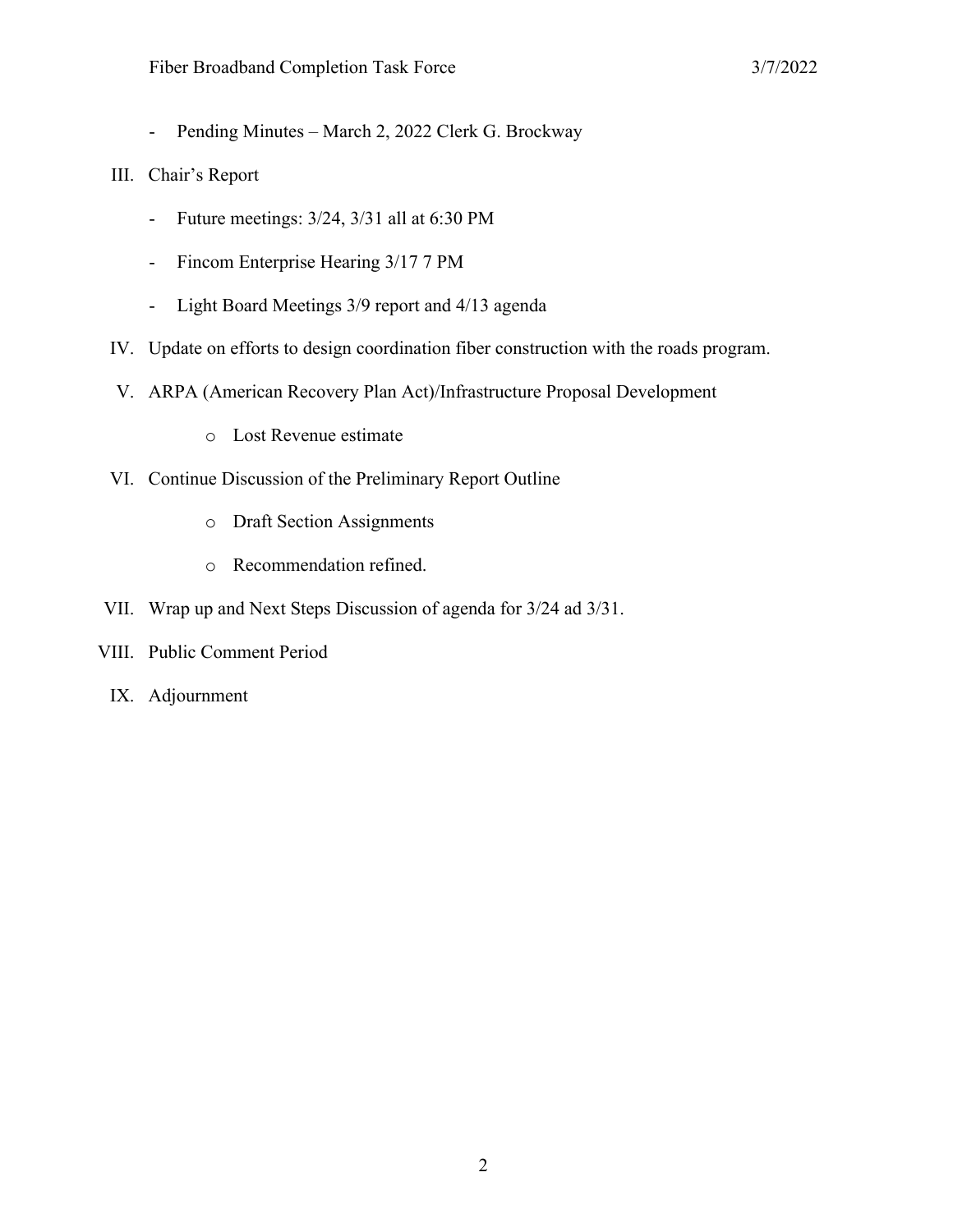- Pending Minutes – March 2, 2022 Clerk G. Brockway

III. Chair's Report

- Future meetings: 3/24, 3/31 all at 6:30 PM
- Fincom Enterprise Hearing 3/17 7 PM
- Light Board Meetings 3/9 report and 4/13 agenda

IV. Update on efforts to design coordination fiber construction with the roads program.

V. ARPA (American Recovery Plan Act)/Infrastructure Proposal Development

   - Lost Revenue estimate

VI. Continue Discussion of the Preliminary Report Outline

   - Draft Section Assignments
   - Recommendation refined.

VII. Wrap up and Next Steps Discussion of agenda for 3/24 ad 3/31.

VIII. Public Comment Period

IX. Adjournment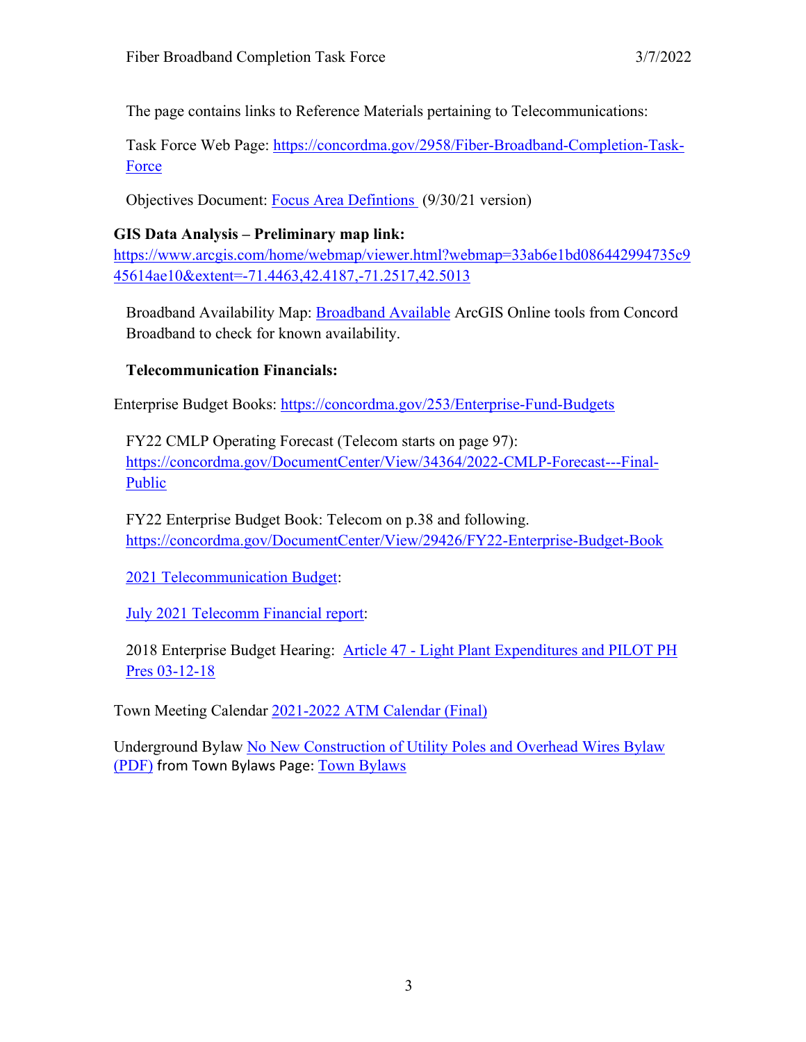The page contains links to Reference Materials pertaining to Telecommunications:

Task Force Web Page: https://concordma.gov/2958/Fiber-Broadband-Completion-Task-Force

Objectives Document: Focus Area Defintions (9/30/21 version)

**GIS Data Analysis – Preliminary map link:**
https://www.arcgis.com/home/webmap/viewer.html?webmap=33ab6e1bd086442994735c945614ae10&extent=-71.4463,42.4187,-71.2517,42.5013

Broadband Availability Map: Broadband Available ArcGIS Online tools from Concord Broadband to check for known availability.

**Telecommunication Financials:**

Enterprise Budget Books: https://concordma.gov/253/Enterprise-Fund-Budgets

FY22 CMLP Operating Forecast (Telecom starts on page 97): https://concordma.gov/DocumentCenter/View/34364/2022-CMLP-Forecast---Final-Public

FY22 Enterprise Budget Book: Telecom on p.38 and following. https://concordma.gov/DocumentCenter/View/29426/FY22-Enterprise-Budget-Book

2021 Telecommunication Budget:

July 2021 Telecomm Financial report:

2018 Enterprise Budget Hearing: Article 47 - Light Plant Expenditures and PILOT PH Pres 03-12-18

Town Meeting Calendar 2021-2022 ATM Calendar (Final)

Underground Bylaw No New Construction of Utility Poles and Overhead Wires Bylaw (PDF) from Town Bylaws Page: Town Bylaws